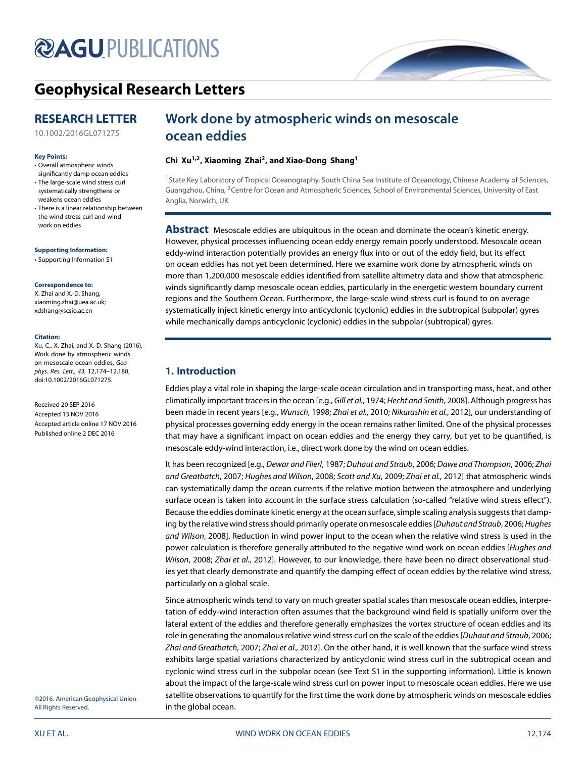# Geophysical Research Letters

## RESEARCH LETTER

10.1002/2016GL071275

**Key Points:**

- Overall atmospheric winds significantly damp ocean eddies
- The large-scale wind stress curl systematically strengthens or weakens ocean eddies
- There is a linear relationship between the wind stress curl and wind work on eddies

**Supporting Information:**

- Supporting Information S1

**Correspondence to:**

X. Zhai and X.-D. Shang,
xiaoming.zhai@uea.ac.uk;
xdshang@scsio.ac.cn

**Citation:**

Xu, C., X. Zhai, and X.-D. Shang (2016), Work done by atmospheric winds on mesoscale ocean eddies, *Geophys. Res. Lett.*, *43*, 12,174–12,180, doi:10.1002/2016GL071275.

Received 20 SEP 2016
Accepted 13 NOV 2016
Accepted article online 17 NOV 2016
Published online 2 DEC 2016

©2016. American Geophysical Union. All Rights Reserved.

# Work done by atmospheric winds on mesoscale ocean eddies

**Chi Xu[1,2], Xiaoming Zhai[2], and Xiao-Dong Shang[1]**

[1]State Key Laboratory of Tropical Oceanography, South China Sea Institute of Oceanology, Chinese Academy of Sciences, Guangzhou, China, [2]Centre for Ocean and Atmospheric Sciences, School of Environmental Sciences, University of East Anglia, Norwich, UK

**Abstract** Mesoscale eddies are ubiquitous in the ocean and dominate the ocean's kinetic energy. However, physical processes influencing ocean eddy energy remain poorly understood. Mesoscale ocean eddy-wind interaction potentially provides an energy flux into or out of the eddy field, but its effect on ocean eddies has not yet been determined. Here we examine work done by atmospheric winds on more than 1,200,000 mesoscale eddies identified from satellite altimetry data and show that atmospheric winds significantly damp mesoscale ocean eddies, particularly in the energetic western boundary current regions and the Southern Ocean. Furthermore, the large-scale wind stress curl is found to on average systematically inject kinetic energy into anticyclonic (cyclonic) eddies in the subtropical (subpolar) gyres while mechanically damps anticyclonic (cyclonic) eddies in the subpolar (subtropical) gyres.

## 1. Introduction

Eddies play a vital role in shaping the large-scale ocean circulation and in transporting mass, heat, and other climatically important tracers in the ocean [e.g., *Gill et al.*, 1974; *Hecht and Smith*, 2008]. Although progress has been made in recent years [e.g., *Wunsch*, 1998; *Zhai et al.*, 2010; *Nikurashin et al.*, 2012], our understanding of physical processes governing eddy energy in the ocean remains rather limited. One of the physical processes that may have a significant impact on ocean eddies and the energy they carry, but yet to be quantified, is mesoscale eddy-wind interaction, i.e., direct work done by the wind on ocean eddies.

It has been recognized [e.g., *Dewar and Flierl*, 1987; *Duhaut and Straub*, 2006; *Dawe and Thompson*, 2006; *Zhai and Greatbatch*, 2007; *Hughes and Wilson*, 2008; *Scott and Xu*, 2009; *Zhai et al.*, 2012] that atmospheric winds can systematically damp the ocean currents if the relative motion between the atmosphere and underlying surface ocean is taken into account in the surface stress calculation (so-called "relative wind stress effect"). Because the eddies dominate kinetic energy at the ocean surface, simple scaling analysis suggests that damping by the relative wind stress should primarily operate on mesoscale eddies [*Duhaut and Straub*, 2006; *Hughes and Wilson*, 2008]. Reduction in wind power input to the ocean when the relative wind stress is used in the power calculation is therefore generally attributed to the negative wind work on ocean eddies [*Hughes and Wilson*, 2008; *Zhai et al.*, 2012]. However, to our knowledge, there have been no direct observational studies yet that clearly demonstrate and quantify the damping effect of ocean eddies by the relative wind stress, particularly on a global scale.

Since atmospheric winds tend to vary on much greater spatial scales than mesoscale ocean eddies, interpretation of eddy-wind interaction often assumes that the background wind field is spatially uniform over the lateral extent of the eddies and therefore generally emphasizes the vortex structure of ocean eddies and its role in generating the anomalous relative wind stress curl on the scale of the eddies [*Duhaut and Straub*, 2006; *Zhai and Greatbatch*, 2007; *Zhai et al.*, 2012]. On the other hand, it is well known that the surface wind stress exhibits large spatial variations characterized by anticyclonic wind stress curl in the subtropical ocean and cyclonic wind stress curl in the subpolar ocean (see Text S1 in the supporting information). Little is known about the impact of the large-scale wind stress curl on power input to mesoscale ocean eddies. Here we use satellite observations to quantify for the first time the work done by atmospheric winds on mesoscale eddies in the global ocean.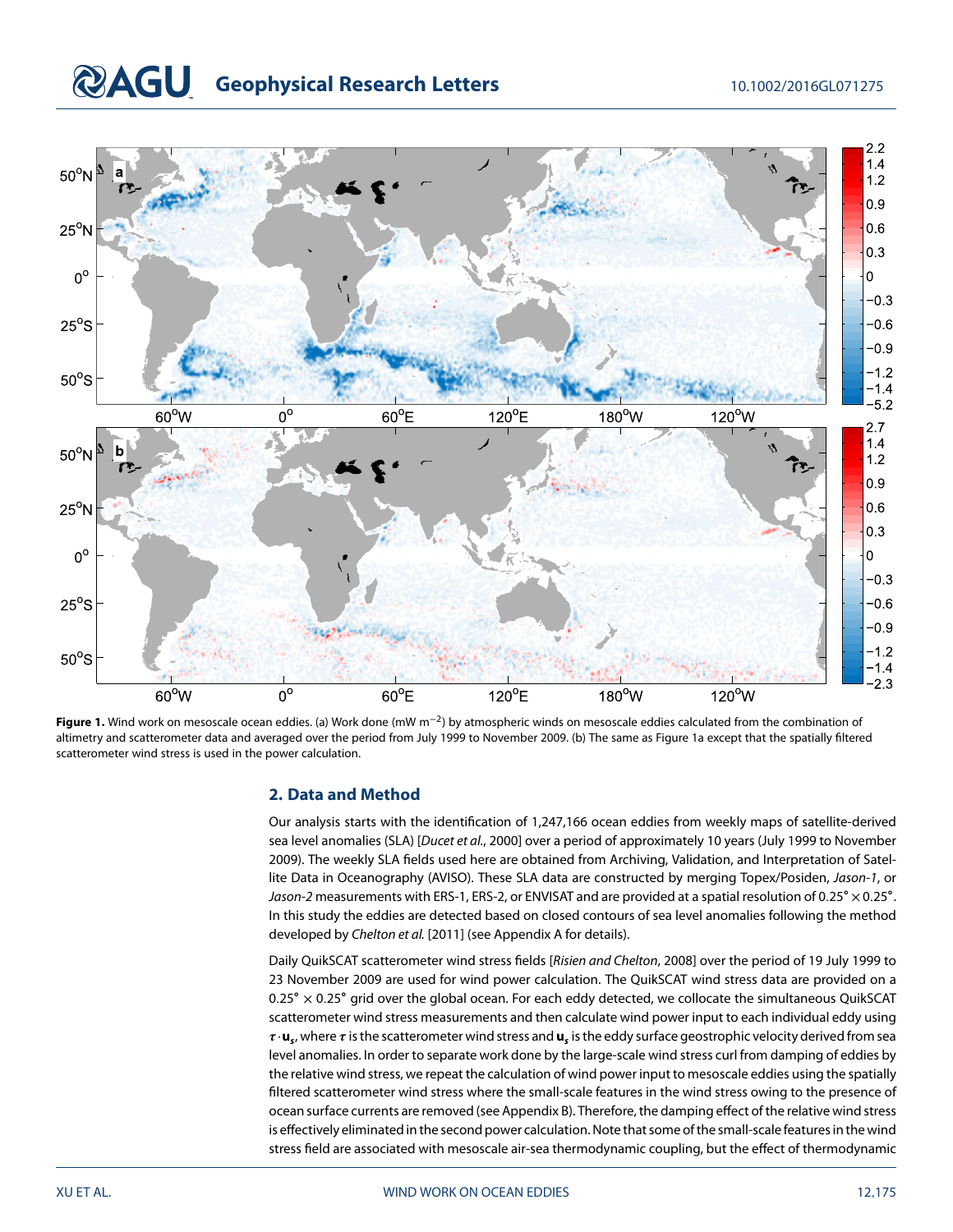**Figure 1.** Wind work on mesoscale ocean eddies. (a) Work done (mW m$^{-2}$) by atmospheric winds on mesoscale eddies calculated from the combination of altimetry and scatterometer data and averaged over the period from July 1999 to November 2009. (b) The same as Figure 1a except that the spatially filtered scatterometer wind stress is used in the power calculation.

## 2. Data and Method

Our analysis starts with the identification of 1,247,166 ocean eddies from weekly maps of satellite-derived sea level anomalies (SLA) [*Ducet et al.*, 2000] over a period of approximately 10 years (July 1999 to November 2009). The weekly SLA fields used here are obtained from Archiving, Validation, and Interpretation of Satellite Data in Oceanography (AVISO). These SLA data are constructed by merging Topex/Posiden, *Jason-1*, or *Jason-2* measurements with ERS-1, ERS-2, or ENVISAT and are provided at a spatial resolution of 0.25° × 0.25°. In this study the eddies are detected based on closed contours of sea level anomalies following the method developed by *Chelton et al.* [2011] (see Appendix A for details).

Daily QuikSCAT scatterometer wind stress fields [*Risien and Chelton*, 2008] over the period of 19 July 1999 to 23 November 2009 are used for wind power calculation. The QuikSCAT wind stress data are provided on a 0.25° × 0.25° grid over the global ocean. For each eddy detected, we collocate the simultaneous QuikSCAT scatterometer wind stress measurements and then calculate wind power input to each individual eddy using $\boldsymbol{\tau} \cdot \mathbf{u}_s$, where $\boldsymbol{\tau}$ is the scatterometer wind stress and $\mathbf{u}_s$ is the eddy surface geostrophic velocity derived from sea level anomalies. In order to separate work done by the large-scale wind stress curl from damping of eddies by the relative wind stress, we repeat the calculation of wind power input to mesoscale eddies using the spatially filtered scatterometer wind stress where the small-scale features in the wind stress owing to the presence of ocean surface currents are removed (see Appendix B). Therefore, the damping effect of the relative wind stress is effectively eliminated in the second power calculation. Note that some of the small-scale features in the wind stress field are associated with mesoscale air-sea thermodynamic coupling, but the effect of thermodynamic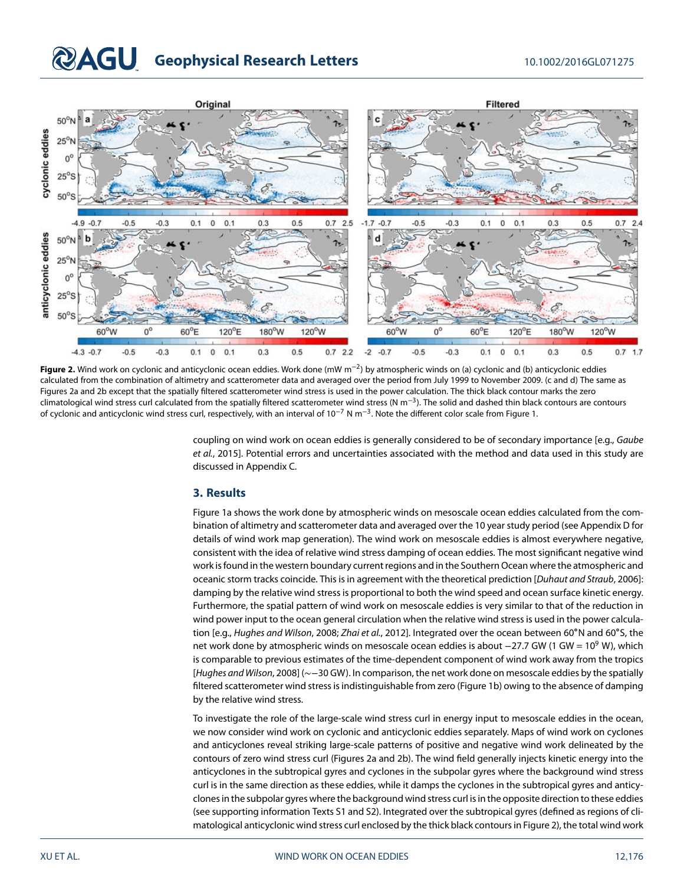**Figure 2.** Wind work on cyclonic and anticyclonic ocean eddies. Work done (mW m$^{-2}$) by atmospheric winds on (a) cyclonic and (b) anticyclonic eddies calculated from the combination of altimetry and scatterometer data and averaged over the period from July 1999 to November 2009. (c and d) The same as Figures 2a and 2b except that the spatially filtered scatterometer wind stress is used in the power calculation. The thick black contour marks the zero climatological wind stress curl calculated from the spatially filtered scatterometer wind stress (N m$^{-3}$). The solid and dashed thin black contours are contours of cyclonic and anticyclonic wind stress curl, respectively, with an interval of $10^{-7}$ N m$^{-3}$. Note the different color scale from Figure 1.

coupling on wind work on ocean eddies is generally considered to be of secondary importance [e.g., *Gaube et al.*, 2015]. Potential errors and uncertainties associated with the method and data used in this study are discussed in Appendix C.

## 3. Results

Figure 1a shows the work done by atmospheric winds on mesoscale ocean eddies calculated from the combination of altimetry and scatterometer data and averaged over the 10 year study period (see Appendix D for details of wind work map generation). The wind work on mesoscale eddies is almost everywhere negative, consistent with the idea of relative wind stress damping of ocean eddies. The most significant negative wind work is found in the western boundary current regions and in the Southern Ocean where the atmospheric and oceanic storm tracks coincide. This is in agreement with the theoretical prediction [*Duhaut and Straub*, 2006]: damping by the relative wind stress is proportional to both the wind speed and ocean surface kinetic energy. Furthermore, the spatial pattern of wind work on mesoscale eddies is very similar to that of the reduction in wind power input to the ocean general circulation when the relative wind stress is used in the power calculation [e.g., *Hughes and Wilson*, 2008; *Zhai et al.*, 2012]. Integrated over the ocean between 60°N and 60°S, the net work done by atmospheric winds on mesoscale ocean eddies is about −27.7 GW (1 GW = $10^9$ W), which is comparable to previous estimates of the time-dependent component of wind work away from the tropics [*Hughes and Wilson*, 2008] (∼−30 GW). In comparison, the net work done on mesoscale eddies by the spatially filtered scatterometer wind stress is indistinguishable from zero (Figure 1b) owing to the absence of damping by the relative wind stress.

To investigate the role of the large-scale wind stress curl in energy input to mesoscale eddies in the ocean, we now consider wind work on cyclonic and anticyclonic eddies separately. Maps of wind work on cyclones and anticyclones reveal striking large-scale patterns of positive and negative wind work delineated by the contours of zero wind stress curl (Figures 2a and 2b). The wind field generally injects kinetic energy into the anticyclones in the subtropical gyres and cyclones in the subpolar gyres where the background wind stress curl is in the same direction as these eddies, while it damps the cyclones in the subtropical gyres and anticyclones in the subpolar gyres where the background wind stress curl is in the opposite direction to these eddies (see supporting information Texts S1 and S2). Integrated over the subtropical gyres (defined as regions of climatological anticyclonic wind stress curl enclosed by the thick black contours in Figure 2), the total wind work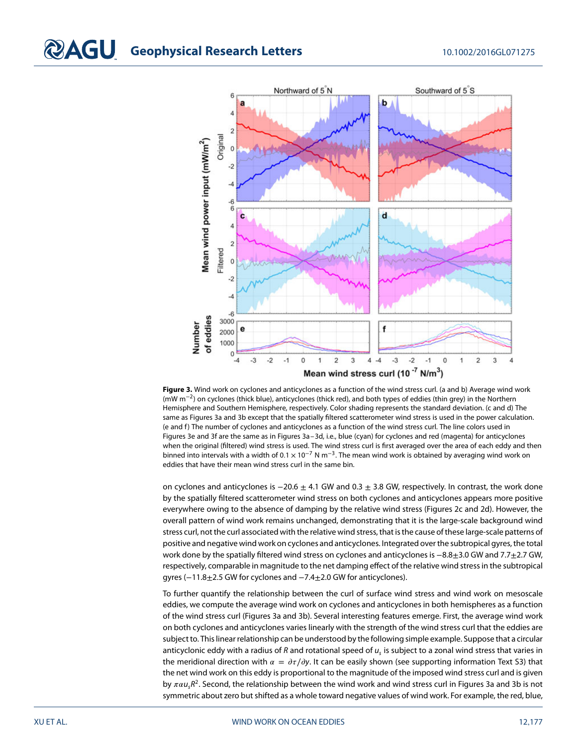**Figure 3.** Wind work on cyclones and anticyclones as a function of the wind stress curl. (a and b) Average wind work (mW m$^{-2}$) on cyclones (thick blue), anticyclones (thick red), and both types of eddies (thin grey) in the Northern Hemisphere and Southern Hemisphere, respectively. Color shading represents the standard deviation. (c and d) The same as Figures 3a and 3b except that the spatially filtered scatterometer wind stress is used in the power calculation. (e and f) The number of cyclones and anticyclones as a function of the wind stress curl. The line colors used in Figures 3e and 3f are the same as in Figures 3a–3d, i.e., blue (cyan) for cyclones and red (magenta) for anticyclones when the original (filtered) wind stress is used. The wind stress curl is first averaged over the area of each eddy and then binned into intervals with a width of $0.1 \times 10^{-7}$ N m$^{-3}$. The mean wind work is obtained by averaging wind work on eddies that have their mean wind stress curl in the same bin.

on cyclones and anticyclones is $-20.6 \pm 4.1$ GW and $0.3 \pm 3.8$ GW, respectively. In contrast, the work done by the spatially filtered scatterometer wind stress on both cyclones and anticyclones appears more positive everywhere owing to the absence of damping by the relative wind stress (Figures 2c and 2d). However, the overall pattern of wind work remains unchanged, demonstrating that it is the large-scale background wind stress curl, not the curl associated with the relative wind stress, that is the cause of these large-scale patterns of positive and negative wind work on cyclones and anticyclones. Integrated over the subtropical gyres, the total work done by the spatially filtered wind stress on cyclones and anticyclones is $-8.8 \pm 3.0$ GW and $7.7 \pm 2.7$ GW, respectively, comparable in magnitude to the net damping effect of the relative wind stress in the subtropical gyres ($-11.8 \pm 2.5$ GW for cyclones and $-7.4 \pm 2.0$ GW for anticyclones).

To further quantify the relationship between the curl of surface wind stress and wind work on mesoscale eddies, we compute the average wind work on cyclones and anticyclones in both hemispheres as a function of the wind stress curl (Figures 3a and 3b). Several interesting features emerge. First, the average wind work on both cyclones and anticyclones varies linearly with the strength of the wind stress curl that the eddies are subject to. This linear relationship can be understood by the following simple example. Suppose that a circular anticyclonic eddy with a radius of $R$ and rotational speed of $u_s$ is subject to a zonal wind stress that varies in the meridional direction with $\alpha = \partial\tau/\partial y$. It can be easily shown (see supporting information Text S3) that the net wind work on this eddy is proportional to the magnitude of the imposed wind stress curl and is given by $\pi\alpha u_s R^2$. Second, the relationship between the wind work and wind stress curl in Figures 3a and 3b is not symmetric about zero but shifted as a whole toward negative values of wind work. For example, the red, blue,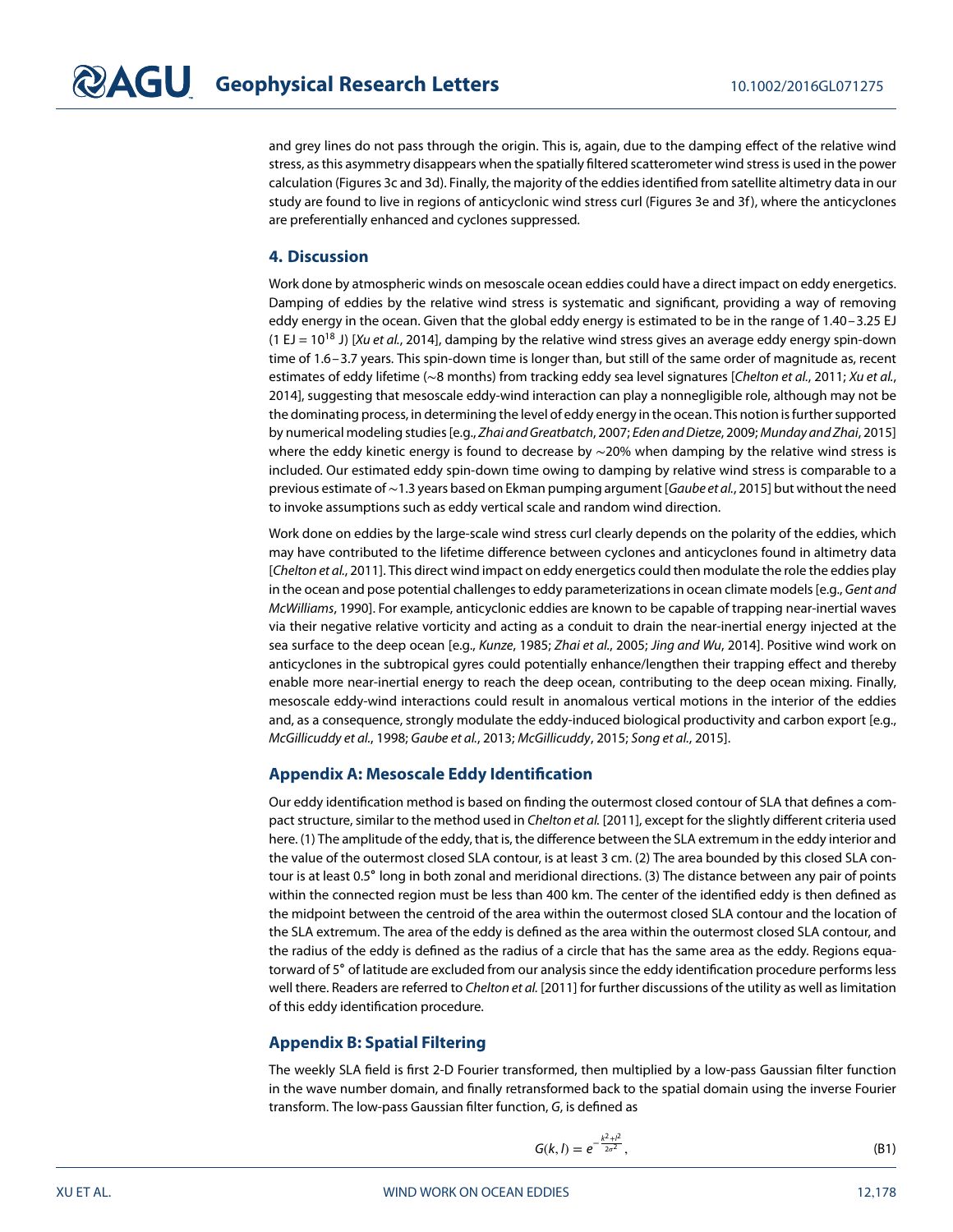and grey lines do not pass through the origin. This is, again, due to the damping effect of the relative wind stress, as this asymmetry disappears when the spatially filtered scatterometer wind stress is used in the power calculation (Figures 3c and 3d). Finally, the majority of the eddies identified from satellite altimetry data in our study are found to live in regions of anticyclonic wind stress curl (Figures 3e and 3f), where the anticyclones are preferentially enhanced and cyclones suppressed.

## 4. Discussion

Work done by atmospheric winds on mesoscale ocean eddies could have a direct impact on eddy energetics. Damping of eddies by the relative wind stress is systematic and significant, providing a way of removing eddy energy in the ocean. Given that the global eddy energy is estimated to be in the range of 1.40–3.25 EJ (1 EJ = $10^{18}$ J) [*Xu et al.*, 2014], damping by the relative wind stress gives an average eddy energy spin-down time of 1.6–3.7 years. This spin-down time is longer than, but still of the same order of magnitude as, recent estimates of eddy lifetime (∼8 months) from tracking eddy sea level signatures [*Chelton et al.*, 2011; *Xu et al.*, 2014], suggesting that mesoscale eddy-wind interaction can play a nonnegligible role, although may not be the dominating process, in determining the level of eddy energy in the ocean. This notion is further supported by numerical modeling studies [e.g., *Zhai and Greatbatch*, 2007; *Eden and Dietze*, 2009; *Munday and Zhai*, 2015] where the eddy kinetic energy is found to decrease by ∼20% when damping by the relative wind stress is included. Our estimated eddy spin-down time owing to damping by relative wind stress is comparable to a previous estimate of ∼1.3 years based on Ekman pumping argument [*Gaube et al.*, 2015] but without the need to invoke assumptions such as eddy vertical scale and random wind direction.

Work done on eddies by the large-scale wind stress curl clearly depends on the polarity of the eddies, which may have contributed to the lifetime difference between cyclones and anticyclones found in altimetry data [*Chelton et al.*, 2011]. This direct wind impact on eddy energetics could then modulate the role the eddies play in the ocean and pose potential challenges to eddy parameterizations in ocean climate models [e.g., *Gent and McWilliams*, 1990]. For example, anticyclonic eddies are known to be capable of trapping near-inertial waves via their negative relative vorticity and acting as a conduit to drain the near-inertial energy injected at the sea surface to the deep ocean [e.g., *Kunze*, 1985; *Zhai et al.*, 2005; *Jing and Wu*, 2014]. Positive wind work on anticyclones in the subtropical gyres could potentially enhance/lengthen their trapping effect and thereby enable more near-inertial energy to reach the deep ocean, contributing to the deep ocean mixing. Finally, mesoscale eddy-wind interactions could result in anomalous vertical motions in the interior of the eddies and, as a consequence, strongly modulate the eddy-induced biological productivity and carbon export [e.g., *McGillicuddy et al.*, 1998; *Gaube et al.*, 2013; *McGillicuddy*, 2015; *Song et al.*, 2015].

## Appendix A: Mesoscale Eddy Identification

Our eddy identification method is based on finding the outermost closed contour of SLA that defines a compact structure, similar to the method used in *Chelton et al.* [2011], except for the slightly different criteria used here. (1) The amplitude of the eddy, that is, the difference between the SLA extremum in the eddy interior and the value of the outermost closed SLA contour, is at least 3 cm. (2) The area bounded by this closed SLA contour is at least 0.5° long in both zonal and meridional directions. (3) The distance between any pair of points within the connected region must be less than 400 km. The center of the identified eddy is then defined as the midpoint between the centroid of the area within the outermost closed SLA contour and the location of the SLA extremum. The area of the eddy is defined as the area within the outermost closed SLA contour, and the radius of the eddy is defined as the radius of a circle that has the same area as the eddy. Regions equatorward of 5° of latitude are excluded from our analysis since the eddy identification procedure performs less well there. Readers are referred to *Chelton et al.* [2011] for further discussions of the utility as well as limitation of this eddy identification procedure.

## Appendix B: Spatial Filtering

The weekly SLA field is first 2-D Fourier transformed, then multiplied by a low-pass Gaussian filter function in the wave number domain, and finally retransformed back to the spatial domain using the inverse Fourier transform. The low-pass Gaussian filter function, $G$, is defined as

$$G(k, l) = e^{-\frac{k^2+l^2}{2\sigma^2}}, \tag{B1}$$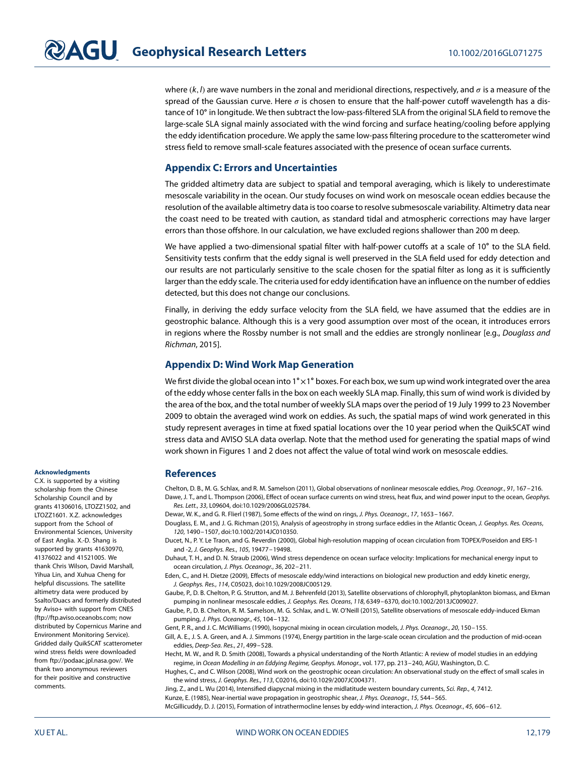where $(k, l)$ are wave numbers in the zonal and meridional directions, respectively, and $\sigma$ is a measure of the spread of the Gaussian curve. Here $\sigma$ is chosen to ensure that the half-power cutoff wavelength has a distance of 10° in longitude. We then subtract the low-pass-filtered SLA from the original SLA field to remove the large-scale SLA signal mainly associated with the wind forcing and surface heating/cooling before applying the eddy identification procedure. We apply the same low-pass filtering procedure to the scatterometer wind stress field to remove small-scale features associated with the presence of ocean surface currents.

## Appendix C: Errors and Uncertainties

The gridded altimetry data are subject to spatial and temporal averaging, which is likely to underestimate mesoscale variability in the ocean. Our study focuses on wind work on mesoscale ocean eddies because the resolution of the available altimetry data is too coarse to resolve submesoscale variability. Altimetry data near the coast need to be treated with caution, as standard tidal and atmospheric corrections may have larger errors than those offshore. In our calculation, we have excluded regions shallower than 200 m deep.

We have applied a two-dimensional spatial filter with half-power cutoffs at a scale of 10° to the SLA field. Sensitivity tests confirm that the eddy signal is well preserved in the SLA field used for eddy detection and our results are not particularly sensitive to the scale chosen for the spatial filter as long as it is sufficiently larger than the eddy scale. The criteria used for eddy identification have an influence on the number of eddies detected, but this does not change our conclusions.

Finally, in deriving the eddy surface velocity from the SLA field, we have assumed that the eddies are in geostrophic balance. Although this is a very good assumption over most of the ocean, it introduces errors in regions where the Rossby number is not small and the eddies are strongly nonlinear [e.g., *Douglass and Richman*, 2015].

## Appendix D: Wind Work Map Generation

We first divide the global ocean into $1° \times 1°$ boxes. For each box, we sum up wind work integrated over the area of the eddy whose center falls in the box on each weekly SLA map. Finally, this sum of wind work is divided by the area of the box, and the total number of weekly SLA maps over the period of 19 July 1999 to 23 November 2009 to obtain the averaged wind work on eddies. As such, the spatial maps of wind work generated in this study represent averages in time at fixed spatial locations over the 10 year period when the QuikSCAT wind stress data and AVISO SLA data overlap. Note that the method used for generating the spatial maps of wind work shown in Figures 1 and 2 does not affect the value of total wind work on mesoscale eddies.

### Acknowledgments

C.X. is supported by a visiting scholarship from the Chinese Scholarship Council and by grants 41306016, LTOZZ1502, and LTOZZ1601. X.Z. acknowledges support from the School of Environmental Sciences, University of East Anglia. X.-D. Shang is supported by grants 41630970, 41376022 and 41521005. We thank Chris Wilson, David Marshall, Yihua Lin, and Xuhua Cheng for helpful discussions. The satellite altimetry data were produced by Ssalto/Duacs and formerly distributed by Aviso+ with support from CNES (ftp://ftp.aviso.oceanobs.com; now distributed by Copernicus Marine and Environment Monitoring Service). Gridded daily QuikSCAT scatterometer wind stress fields were downloaded from ftp://podaac.jpl.nasa.gov/. We thank two anonymous reviewers for their positive and constructive comments.

## References

Chelton, D. B., M. G. Schlax, and R. M. Samelson (2011), Global observations of nonlinear mesoscale eddies, *Prog. Oceanogr.*, *91*, 167–216.

Dawe, J. T., and L. Thompson (2006), Effect of ocean surface currents on wind stress, heat flux, and wind power input to the ocean, *Geophys. Res. Lett.*, *33*, L09604, doi:10.1029/2006GL025784.

Dewar, W. K., and G. R. Flierl (1987), Some effects of the wind on rings, *J. Phys. Oceanogr.*, *17*, 1653–1667.

Douglass, E. M., and J. G. Richman (2015), Analysis of ageostrophy in strong surface eddies in the Atlantic Ocean, *J. Geophys. Res. Oceans*, *120*, 1490–1507, doi:10.1002/2014JC010350.

Ducet, N., P. Y. Le Traon, and G. Reverdin (2000), Global high-resolution mapping of ocean circulation from TOPEX/Poseidon and ERS-1 and -2, *J. Geophys. Res.*, *105*, 19477–19498.

Duhaut, T. H., and D. N. Straub (2006), Wind stress dependence on ocean surface velocity: Implications for mechanical energy input to ocean circulation, *J. Phys. Oceanogr.*, *36*, 202–211.

Eden, C., and H. Dietze (2009), Effects of mesoscale eddy/wind interactions on biological new production and eddy kinetic energy, *J. Geophys. Res.*, *114*, C05023, doi:10.1029/2008JC005129.

Gaube, P., D. B. Chelton, P. G. Strutton, and M. J. Behrenfeld (2013), Satellite observations of chlorophyll, phytoplankton biomass, and Ekman pumping in nonlinear mesoscale eddies, *J. Geophys. Res. Oceans*, *118*, 6349–6370, doi:10.1002/2013JC009027.

Gaube, P., D. B. Chelton, R. M. Samelson, M. G. Schlax, and L. W. O'Neill (2015), Satellite observations of mesoscale eddy-induced Ekman pumping, *J. Phys. Oceanogr.*, *45*, 104–132.

Gent, P. R., and J. C. McWilliams (1990), Isopycnal mixing in ocean circulation models, *J. Phys. Oceanogr.*, *20*, 150–155.

Gill, A. E., J. S. A. Green, and A. J. Simmons (1974), Energy partition in the large-scale ocean circulation and the production of mid-ocean eddies, *Deep-Sea. Res.*, *21*, 499–528.

Hecht, M. W., and R. D. Smith (2008), Towards a physical understanding of the North Atlantic: A review of model studies in an eddying regime, in *Ocean Modelling in an Eddying Regime, Geophys. Monogr.*, vol. 177, pp. 213–240, AGU, Washington, D. C.

Hughes, C., and C. Wilson (2008), Wind work on the geostrophic ocean circulation: An observational study on the effect of small scales in the wind stress, *J. Geophys. Res.*, *113*, C02016, doi:10.1029/2007JC004371.

Jing, Z., and L. Wu (2014), Intensified diapycnal mixing in the midlatitude western boundary currents, *Sci. Rep.*, *4*, 7412.

Kunze, E. (1985), Near-inertial wave propagation in geostrophic shear, *J. Phys. Oceanogr.*, *15*, 544–565.

McGillicuddy, D. J. (2015), Formation of intrathermocline lenses by eddy-wind interaction, *J. Phys. Oceanogr.*, *45*, 606–612.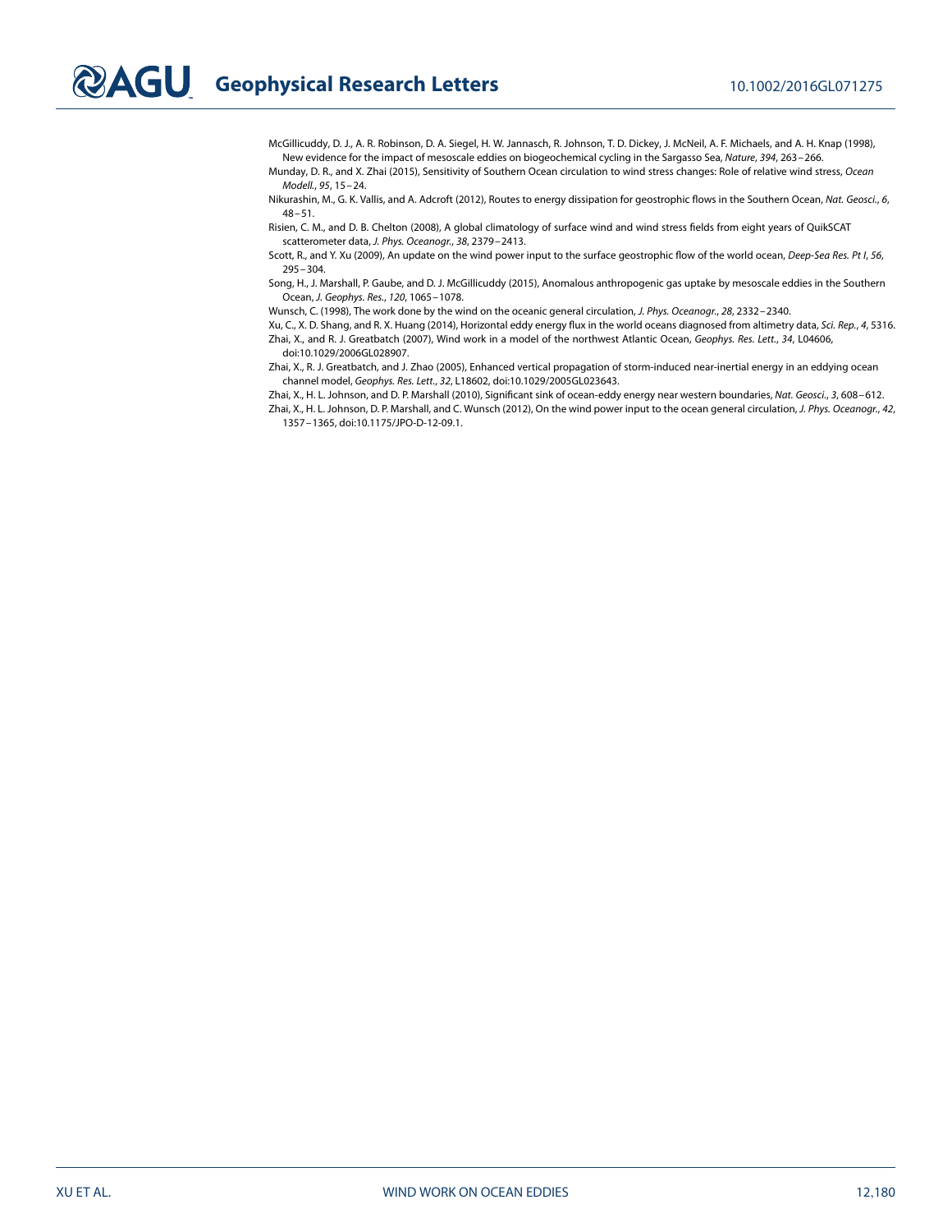McGillicuddy, D. J., A. R. Robinson, D. A. Siegel, H. W. Jannasch, R. Johnson, T. D. Dickey, J. McNeil, A. F. Michaels, and A. H. Knap (1998), New evidence for the impact of mesoscale eddies on biogeochemical cycling in the Sargasso Sea, *Nature*, *394*, 263–266.

Munday, D. R., and X. Zhai (2015), Sensitivity of Southern Ocean circulation to wind stress changes: Role of relative wind stress, *Ocean Modell.*, *95*, 15–24.

Nikurashin, M., G. K. Vallis, and A. Adcroft (2012), Routes to energy dissipation for geostrophic flows in the Southern Ocean, *Nat. Geosci.*, *6*, 48–51.

Risien, C. M., and D. B. Chelton (2008), A global climatology of surface wind and wind stress fields from eight years of QuikSCAT scatterometer data, *J. Phys. Oceanogr.*, *38*, 2379–2413.

Scott, R., and Y. Xu (2009), An update on the wind power input to the surface geostrophic flow of the world ocean, *Deep-Sea Res. Pt I*, *56*, 295–304.

Song, H., J. Marshall, P. Gaube, and D. J. McGillicuddy (2015), Anomalous anthropogenic gas uptake by mesoscale eddies in the Southern Ocean, *J. Geophys. Res.*, *120*, 1065–1078.

Wunsch, C. (1998), The work done by the wind on the oceanic general circulation, *J. Phys. Oceanogr.*, *28*, 2332–2340.

Xu, C., X. D. Shang, and R. X. Huang (2014), Horizontal eddy energy flux in the world oceans diagnosed from altimetry data, *Sci. Rep.*, *4*, 5316.

Zhai, X., and R. J. Greatbatch (2007), Wind work in a model of the northwest Atlantic Ocean, *Geophys. Res. Lett.*, *34*, L04606, doi:10.1029/2006GL028907.

Zhai, X., R. J. Greatbatch, and J. Zhao (2005), Enhanced vertical propagation of storm-induced near-inertial energy in an eddying ocean channel model, *Geophys. Res. Lett.*, *32*, L18602, doi:10.1029/2005GL023643.

Zhai, X., H. L. Johnson, and D. P. Marshall (2010), Significant sink of ocean-eddy energy near western boundaries, *Nat. Geosci.*, *3*, 608–612.

Zhai, X., H. L. Johnson, D. P. Marshall, and C. Wunsch (2012), On the wind power input to the ocean general circulation, *J. Phys. Oceanogr.*, *42*, 1357–1365, doi:10.1175/JPO-D-12-09.1.